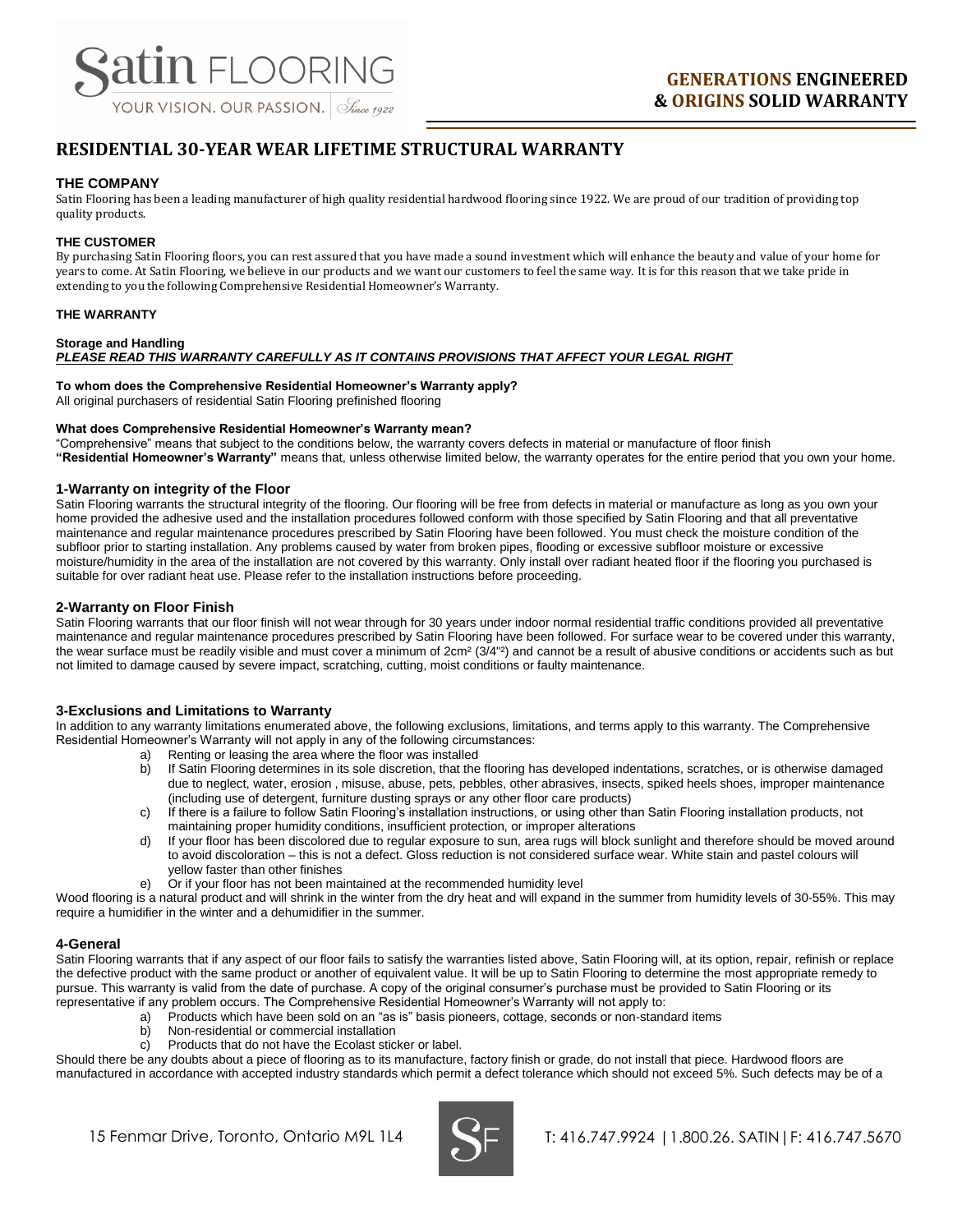Satin FLOORING
YOUR VISION. OUR PASSION. Since 1922

# GENERATIONS ENGINEERED & ORIGINS SOLID WARRANTY

## RESIDENTIAL 30-YEAR WEAR LIFETIME STRUCTURAL WARRANTY

### THE COMPANY

Satin Flooring has been a leading manufacturer of high quality residential hardwood flooring since 1922. We are proud of our tradition of providing top quality products.

### THE CUSTOMER

By purchasing Satin Flooring floors, you can rest assured that you have made a sound investment which will enhance the beauty and value of your home for years to come. At Satin Flooring, we believe in our products and we want our customers to feel the same way. It is for this reason that we take pride in extending to you the following Comprehensive Residential Homeowner's Warranty.

### THE WARRANTY

**Storage and Handling**

***PLEASE READ THIS WARRANTY CAREFULLY AS IT CONTAINS PROVISIONS THAT AFFECT YOUR LEGAL RIGHT***

**To whom does the Comprehensive Residential Homeowner's Warranty apply?**

All original purchasers of residential Satin Flooring prefinished flooring

**What does Comprehensive Residential Homeowner's Warranty mean?**

"Comprehensive" means that subject to the conditions below, the warranty covers defects in material or manufacture of floor finish

**"Residential Homeowner's Warranty"** means that, unless otherwise limited below, the warranty operates for the entire period that you own your home.

### 1-Warranty on integrity of the Floor

Satin Flooring warrants the structural integrity of the flooring. Our flooring will be free from defects in material or manufacture as long as you own your home provided the adhesive used and the installation procedures followed conform with those specified by Satin Flooring and that all preventative maintenance and regular maintenance procedures prescribed by Satin Flooring have been followed. You must check the moisture condition of the subfloor prior to starting installation. Any problems caused by water from broken pipes, flooding or excessive subfloor moisture or excessive moisture/humidity in the area of the installation are not covered by this warranty. Only install over radiant heated floor if the flooring you purchased is suitable for over radiant heat use. Please refer to the installation instructions before proceeding.

### 2-Warranty on Floor Finish

Satin Flooring warrants that our floor finish will not wear through for 30 years under indoor normal residential traffic conditions provided all preventative maintenance and regular maintenance procedures prescribed by Satin Flooring have been followed. For surface wear to be covered under this warranty, the wear surface must be readily visible and must cover a minimum of 2cm² (3/4"²) and cannot be a result of abusive conditions or accidents such as but not limited to damage caused by severe impact, scratching, cutting, moist conditions or faulty maintenance.

### 3-Exclusions and Limitations to Warranty

In addition to any warranty limitations enumerated above, the following exclusions, limitations, and terms apply to this warranty. The Comprehensive Residential Homeowner's Warranty will not apply in any of the following circumstances:

a) Renting or leasing the area where the floor was installed
b) If Satin Flooring determines in its sole discretion, that the flooring has developed indentations, scratches, or is otherwise damaged due to neglect, water, erosion , misuse, abuse, pets, pebbles, other abrasives, insects, spiked heels shoes, improper maintenance (including use of detergent, furniture dusting sprays or any other floor care products)
c) If there is a failure to follow Satin Flooring's installation instructions, or using other than Satin Flooring installation products, not maintaining proper humidity conditions, insufficient protection, or improper alterations
d) If your floor has been discolored due to regular exposure to sun, area rugs will block sunlight and therefore should be moved around to avoid discoloration – this is not a defect. Gloss reduction is not considered surface wear. White stain and pastel colours will yellow faster than other finishes
e) Or if your floor has not been maintained at the recommended humidity level

Wood flooring is a natural product and will shrink in the winter from the dry heat and will expand in the summer from humidity levels of 30-55%. This may require a humidifier in the winter and a dehumidifier in the summer.

### 4-General

Satin Flooring warrants that if any aspect of our floor fails to satisfy the warranties listed above, Satin Flooring will, at its option, repair, refinish or replace the defective product with the same product or another of equivalent value. It will be up to Satin Flooring to determine the most appropriate remedy to pursue. This warranty is valid from the date of purchase. A copy of the original consumer's purchase must be provided to Satin Flooring or its representative if any problem occurs. The Comprehensive Residential Homeowner's Warranty will not apply to:

a) Products which have been sold on an "as is" basis pioneers, cottage, seconds or non-standard items
b) Non-residential or commercial installation
c) Products that do not have the Ecolast sticker or label.

Should there be any doubts about a piece of flooring as to its manufacture, factory finish or grade, do not install that piece. Hardwood floors are manufactured in accordance with accepted industry standards which permit a defect tolerance which should not exceed 5%. Such defects may be of a

15 Fenmar Drive, Toronto, Ontario M9L 1L4 | T: 416.747.9924 | 1.800.26. SATIN | F: 416.747.5670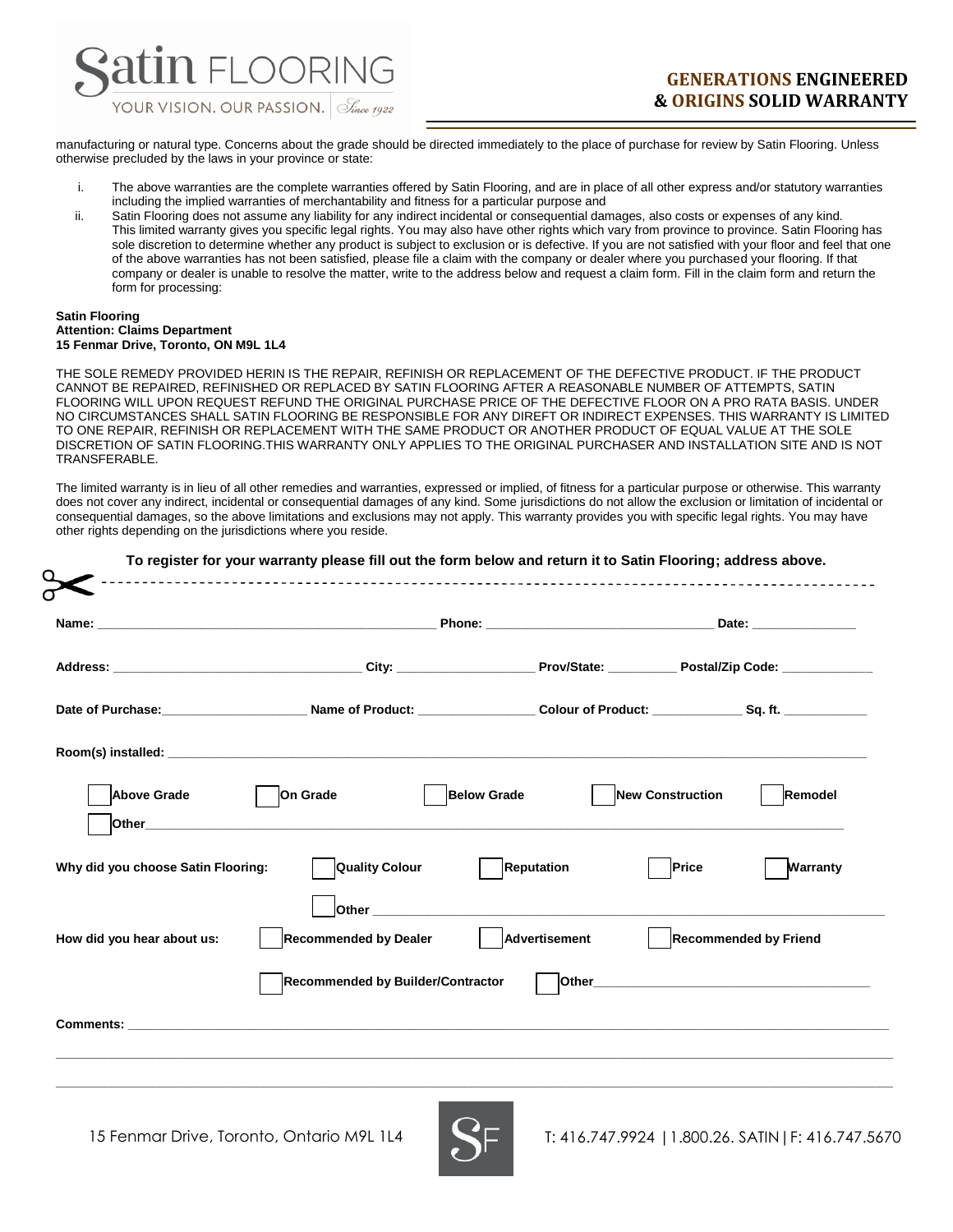# GENERATIONS ENGINEERED & ORIGINS SOLID WARRANTY

manufacturing or natural type. Concerns about the grade should be directed immediately to the place of purchase for review by Satin Flooring. Unless otherwise precluded by the laws in your province or state:

i. The above warranties are the complete warranties offered by Satin Flooring, and are in place of all other express and/or statutory warranties including the implied warranties of merchantability and fitness for a particular purpose and

ii. Satin Flooring does not assume any liability for any indirect incidental or consequential damages, also costs or expenses of any kind. This limited warranty gives you specific legal rights. You may also have other rights which vary from province to province. Satin Flooring has sole discretion to determine whether any product is subject to exclusion or is defective. If you are not satisfied with your floor and feel that one of the above warranties has not been satisfied, please file a claim with the company or dealer where you purchased your flooring. If that company or dealer is unable to resolve the matter, write to the address below and request a claim form. Fill in the claim form and return the form for processing:

**Satin Flooring**
**Attention: Claims Department**
**15 Fenmar Drive, Toronto, ON M9L 1L4**

THE SOLE REMEDY PROVIDED HERIN IS THE REPAIR, REFINISH OR REPLACEMENT OF THE DEFECTIVE PRODUCT. IF THE PRODUCT CANNOT BE REPAIRED, REFINISHED OR REPLACED BY SATIN FLOORING AFTER A REASONABLE NUMBER OF ATTEMPTS, SATIN FLOORING WILL UPON REQUEST REFUND THE ORIGINAL PURCHASE PRICE OF THE DEFECTIVE FLOOR ON A PRO RATA BASIS. UNDER NO CIRCUMSTANCES SHALL SATIN FLOORING BE RESPONSIBLE FOR ANY DIREFT OR INDIRECT EXPENSES. THIS WARRANTY IS LIMITED TO ONE REPAIR, REFINISH OR REPLACEMENT WITH THE SAME PRODUCT OR ANOTHER PRODUCT OF EQUAL VALUE AT THE SOLE DISCRETION OF SATIN FLOORING.THIS WARRANTY ONLY APPLIES TO THE ORIGINAL PURCHASER AND INSTALLATION SITE AND IS NOT TRANSFERABLE.

The limited warranty is in lieu of all other remedies and warranties, expressed or implied, of fitness for a particular purpose or otherwise. This warranty does not cover any indirect, incidental or consequential damages of any kind. Some jurisdictions do not allow the exclusion or limitation of incidental or consequential damages, so the above limitations and exclusions may not apply. This warranty provides you with specific legal rights. You may have other rights depending on the jurisdictions where you reside.

**To register for your warranty please fill out the form below and return it to Satin Flooring; address above.**

---

**Name:** ______________________ **Phone:** ______________________ **Date:** ______________

**Address:** ______________________ **City:** ______________ **Prov/State:** __________ **Postal/Zip Code:** ______________

**Date of Purchase:** ______________ **Name of Product:** ______________ **Colour of Product:** ______________ **Sq. ft.** ______________

**Room(s) installed:** ____________________________________________

☐ **Above Grade** ☐ **On Grade** ☐ **Below Grade** ☐ **New Construction** ☐ **Remodel**

☐ **Other** ____________________________________________

**Why did you choose Satin Flooring:** ☐ **Quality Colour** ☐ **Reputation** ☐ **Price** ☐ **Warranty**

☐ **Other** ____________________________________________

**How did you hear about us:** ☐ **Recommended by Dealer** ☐ **Advertisement** ☐ **Recommended by Friend**

☐ **Recommended by Builder/Contractor** ☐ **Other** ______________________

**Comments:** ____________________________________________

____________________________________________

____________________________________________

15 Fenmar Drive, Toronto, Ontario M9L 1L4 T: 416.747.9924 | 1.800.26. SATIN | F: 416.747.5670